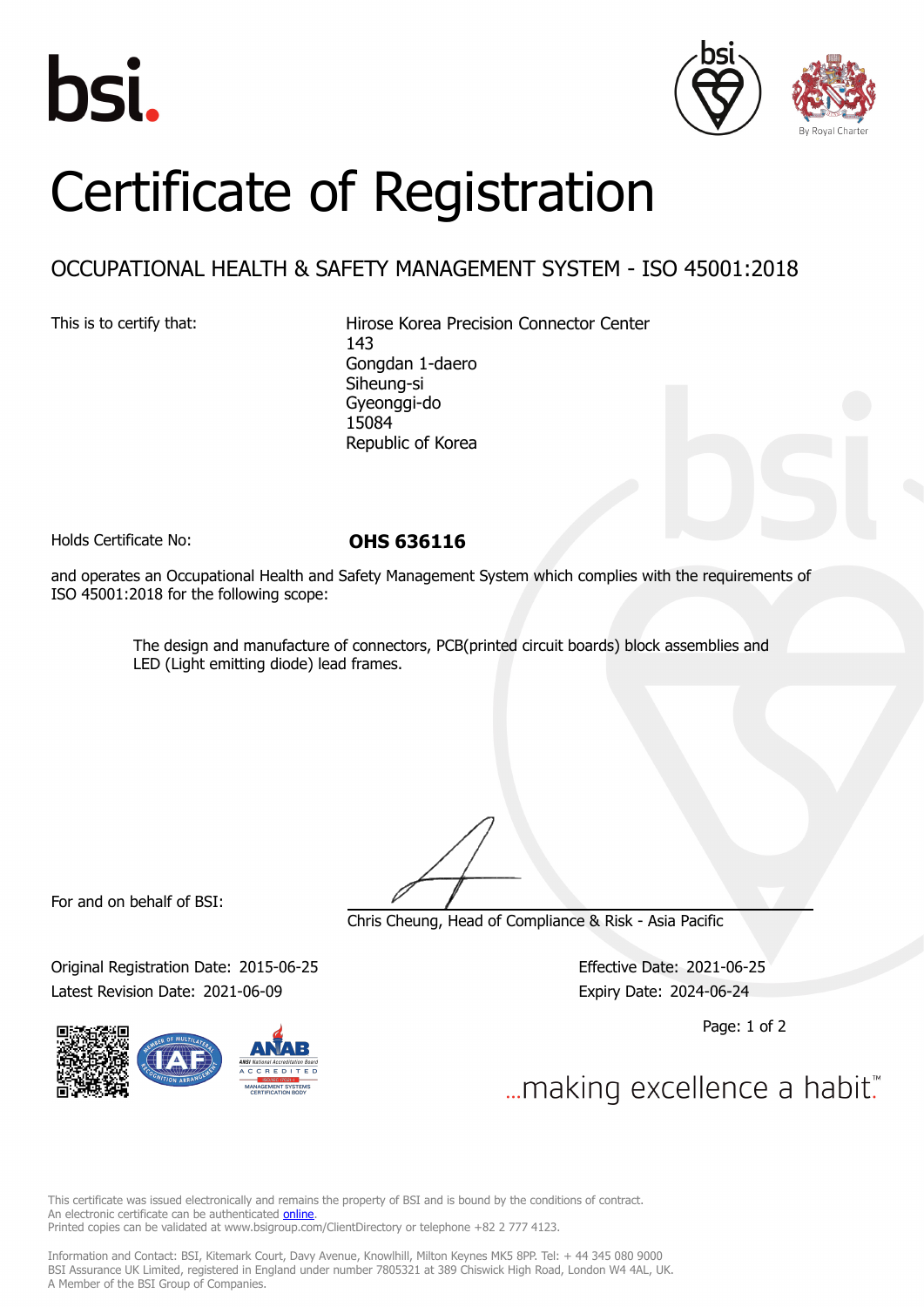# Certificate of Registration

## OCCUPATIONAL HEALTH & SAFETY MANAGEMENT SYSTEM - ISO 45001:2018

This is to certify that:

Hirose Korea Precision Connector Center
143
Gongdan 1-daero
Siheung-si
Gyeonggi-do
15084
Republic of Korea

Holds Certificate No: **OHS 636116**

and operates an Occupational Health and Safety Management System which complies with the requirements of ISO 45001:2018 for the following scope:

> The design and manufacture of connectors, PCB(printed circuit boards) block assemblies and LED (Light emitting diode) lead frames.

For and on behalf of BSI:

Chris Cheung, Head of Compliance & Risk - Asia Pacific

Original Registration Date: 2015-06-25
Latest Revision Date: 2021-06-09

Effective Date: 2021-06-25
Expiry Date: 2024-06-24

...making excellence a habit.™

This certificate was issued electronically and remains the property of BSI and is bound by the conditions of contract.
An electronic certificate can be authenticated online.
Printed copies can be validated at www.bsigroup.com/ClientDirectory or telephone +82 2 777 4123.

Information and Contact: BSI, Kitemark Court, Davy Avenue, Knowlhill, Milton Keynes MK5 8PP. Tel: + 44 345 080 9000
BSI Assurance UK Limited, registered in England under number 7805321 at 389 Chiswick High Road, London W4 4AL, UK.
A Member of the BSI Group of Companies.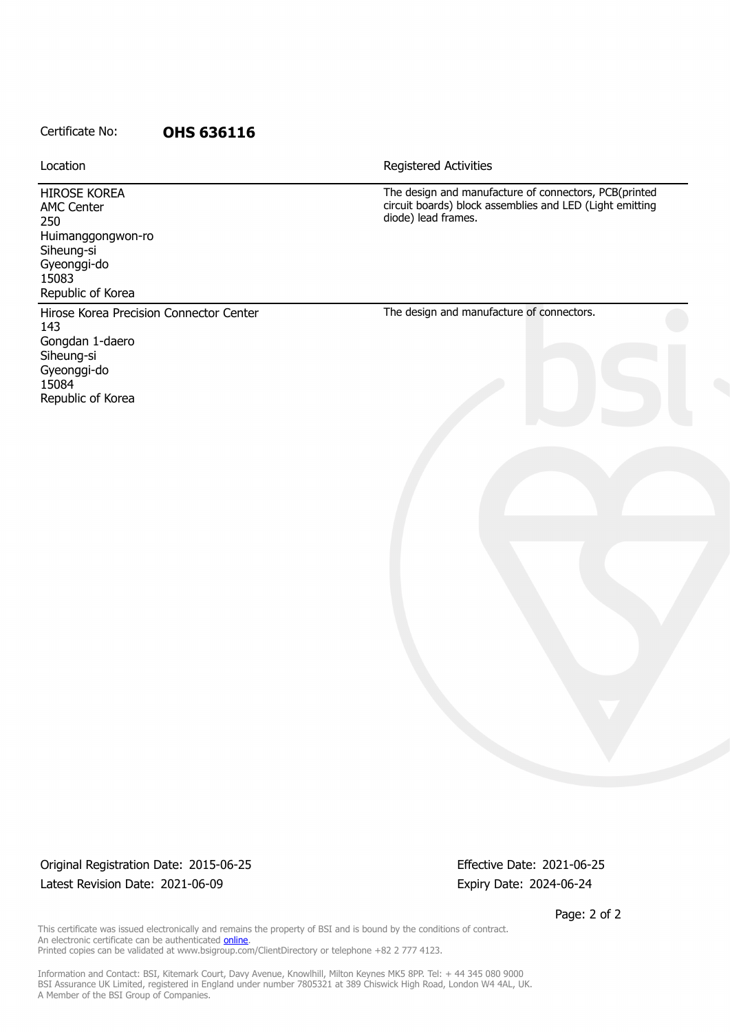Certificate No: **OHS 636116**

| Location | Registered Activities |
| --- | --- |
| HIROSE KOREA<br>AMC Center<br>250<br>Huimanggongwon-ro<br>Siheung-si<br>Gyeonggi-do<br>15083<br>Republic of Korea | The design and manufacture of connectors, PCB(printed circuit boards) block assemblies and LED (Light emitting diode) lead frames. |
| Hirose Korea Precision Connector Center<br>143<br>Gongdan 1-daero<br>Siheung-si<br>Gyeonggi-do<br>15084<br>Republic of Korea | The design and manufacture of connectors. |

Original Registration Date: 2015-06-25

Latest Revision Date: 2021-06-09

Effective Date: 2021-06-25

Expiry Date: 2024-06-24

This certificate was issued electronically and remains the property of BSI and is bound by the conditions of contract.
An electronic certificate can be authenticated online.
Printed copies can be validated at www.bsigroup.com/ClientDirectory or telephone +82 2 777 4123.

Information and Contact: BSI, Kitemark Court, Davy Avenue, Knowlhill, Milton Keynes MK5 8PP. Tel: + 44 345 080 9000
BSI Assurance UK Limited, registered in England under number 7805321 at 389 Chiswick High Road, London W4 4AL, UK.
A Member of the BSI Group of Companies.